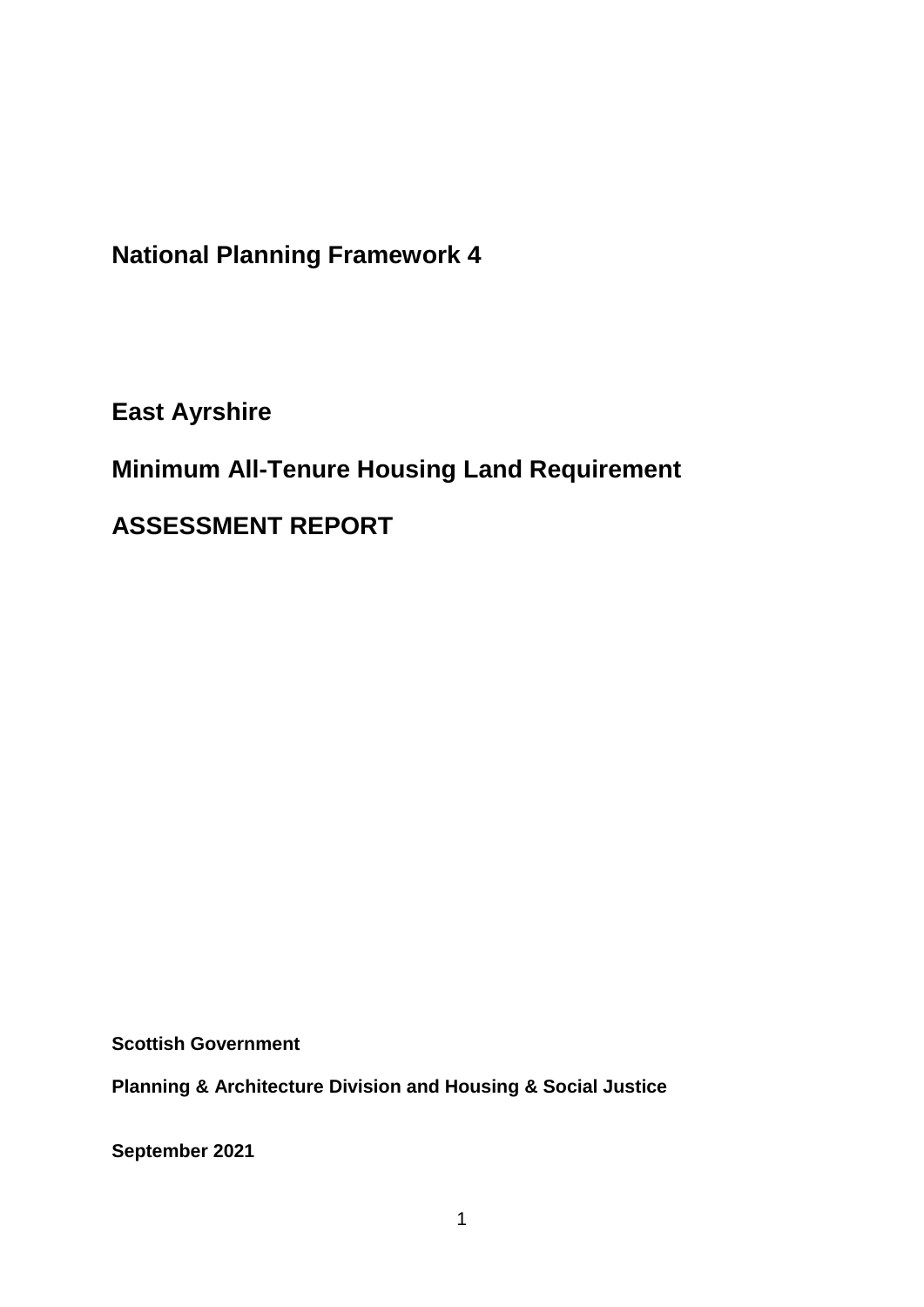# National Planning Framework 4

## East Ayrshire

## Minimum All-Tenure Housing Land Requirement

## ASSESSMENT REPORT

**Scottish Government**

**Planning & Architecture Division and Housing & Social Justice**

**September 2021**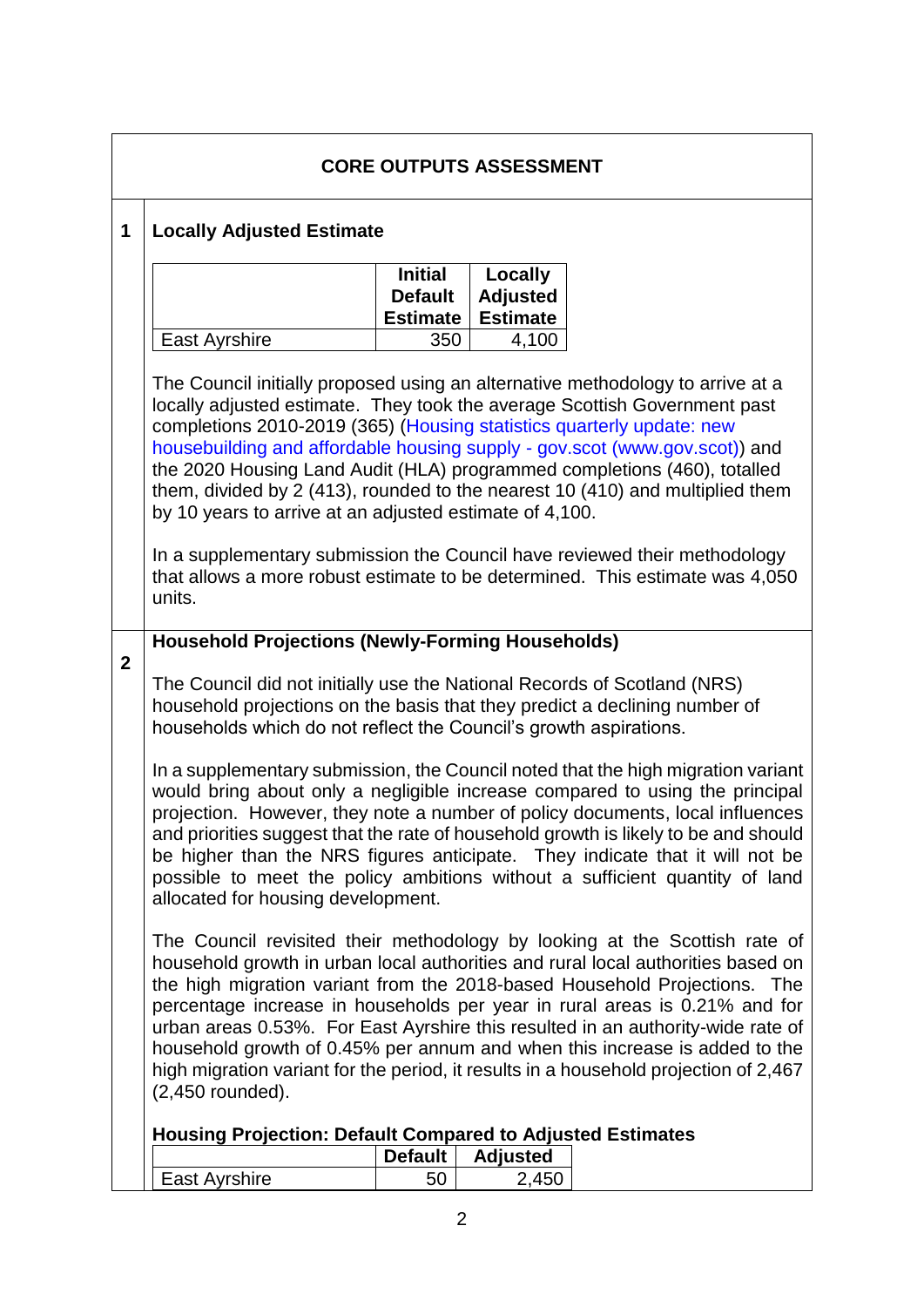## CORE OUTPUTS ASSESSMENT

### 1 Locally Adjusted Estimate

| | Initial Default Estimate | Locally Adjusted Estimate |
|---|---|---|
| East Ayrshire | 350 | 4,100 |

The Council initially proposed using an alternative methodology to arrive at a locally adjusted estimate. They took the average Scottish Government past completions 2010-2019 (365) (Housing statistics quarterly update: new housebuilding and affordable housing supply - gov.scot (www.gov.scot)) and the 2020 Housing Land Audit (HLA) programmed completions (460), totalled them, divided by 2 (413), rounded to the nearest 10 (410) and multiplied them by 10 years to arrive at an adjusted estimate of 4,100.

In a supplementary submission the Council have reviewed their methodology that allows a more robust estimate to be determined. This estimate was 4,050 units.

### 2 Household Projections (Newly-Forming Households)

The Council did not initially use the National Records of Scotland (NRS) household projections on the basis that they predict a declining number of households which do not reflect the Council's growth aspirations.

In a supplementary submission, the Council noted that the high migration variant would bring about only a negligible increase compared to using the principal projection. However, they note a number of policy documents, local influences and priorities suggest that the rate of household growth is likely to be and should be higher than the NRS figures anticipate. They indicate that it will not be possible to meet the policy ambitions without a sufficient quantity of land allocated for housing development.

The Council revisited their methodology by looking at the Scottish rate of household growth in urban local authorities and rural local authorities based on the high migration variant from the 2018-based Household Projections. The percentage increase in households per year in rural areas is 0.21% and for urban areas 0.53%. For East Ayrshire this resulted in an authority-wide rate of household growth of 0.45% per annum and when this increase is added to the high migration variant for the period, it results in a household projection of 2,467 (2,450 rounded).

**Housing Projection: Default Compared to Adjusted Estimates**

| | Default | Adjusted |
|---|---|---|
| East Ayrshire | 50 | 2,450 |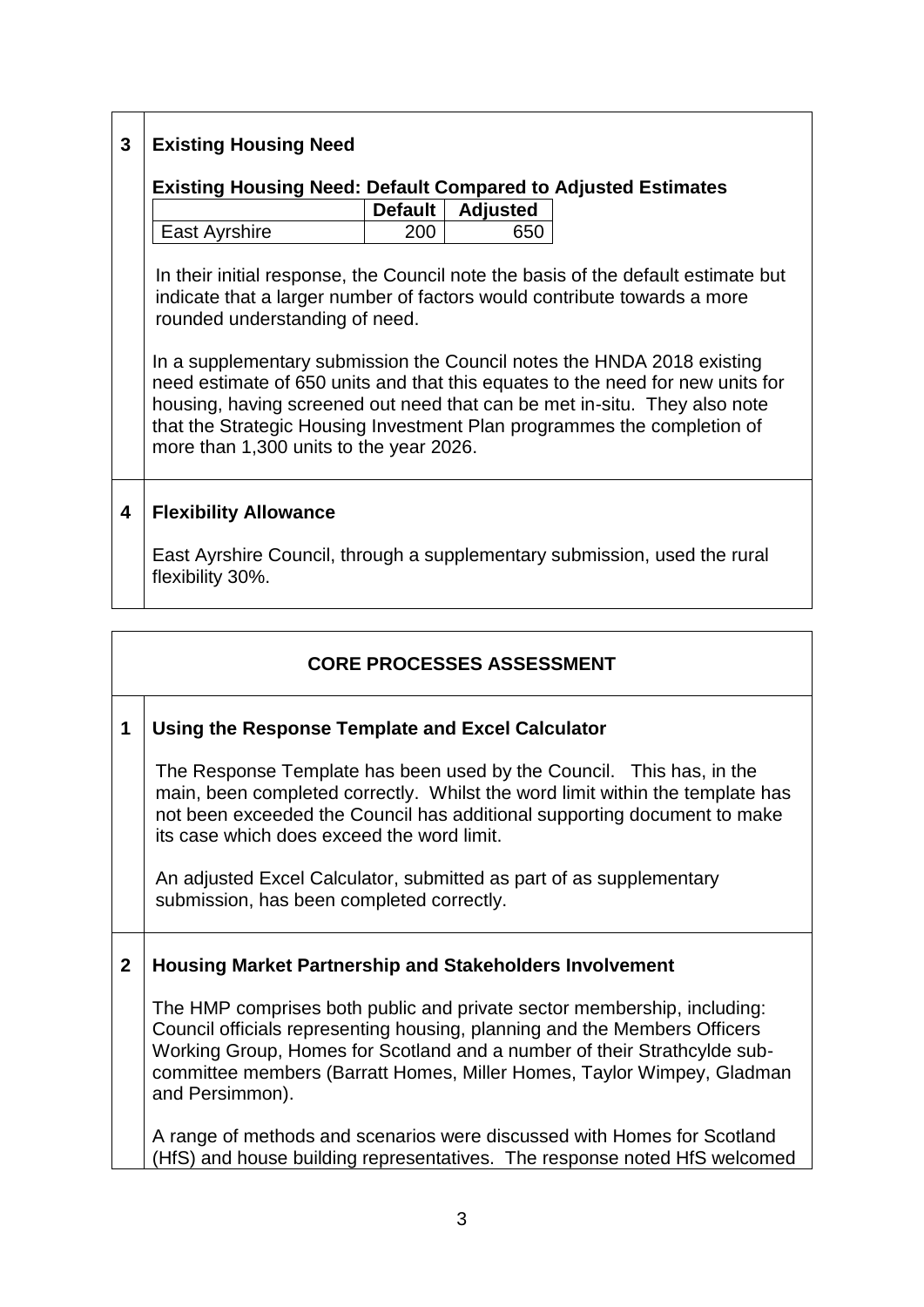## 3 Existing Housing Need

**Existing Housing Need: Default Compared to Adjusted Estimates**

| | Default | Adjusted |
|---|---|---|
| East Ayrshire | 200 | 650 |

In their initial response, the Council note the basis of the default estimate but indicate that a larger number of factors would contribute towards a more rounded understanding of need.

In a supplementary submission the Council notes the HNDA 2018 existing need estimate of 650 units and that this equates to the need for new units for housing, having screened out need that can be met in-situ. They also note that the Strategic Housing Investment Plan programmes the completion of more than 1,300 units to the year 2026.

## 4 Flexibility Allowance

East Ayrshire Council, through a supplementary submission, used the rural flexibility 30%.

# CORE PROCESSES ASSESSMENT

## 1 Using the Response Template and Excel Calculator

The Response Template has been used by the Council. This has, in the main, been completed correctly. Whilst the word limit within the template has not been exceeded the Council has additional supporting document to make its case which does exceed the word limit.

An adjusted Excel Calculator, submitted as part of as supplementary submission, has been completed correctly.

## 2 Housing Market Partnership and Stakeholders Involvement

The HMP comprises both public and private sector membership, including: Council officials representing housing, planning and the Members Officers Working Group, Homes for Scotland and a number of their Strathcylde sub-committee members (Barratt Homes, Miller Homes, Taylor Wimpey, Gladman and Persimmon).

A range of methods and scenarios were discussed with Homes for Scotland (HfS) and house building representatives. The response noted HfS welcomed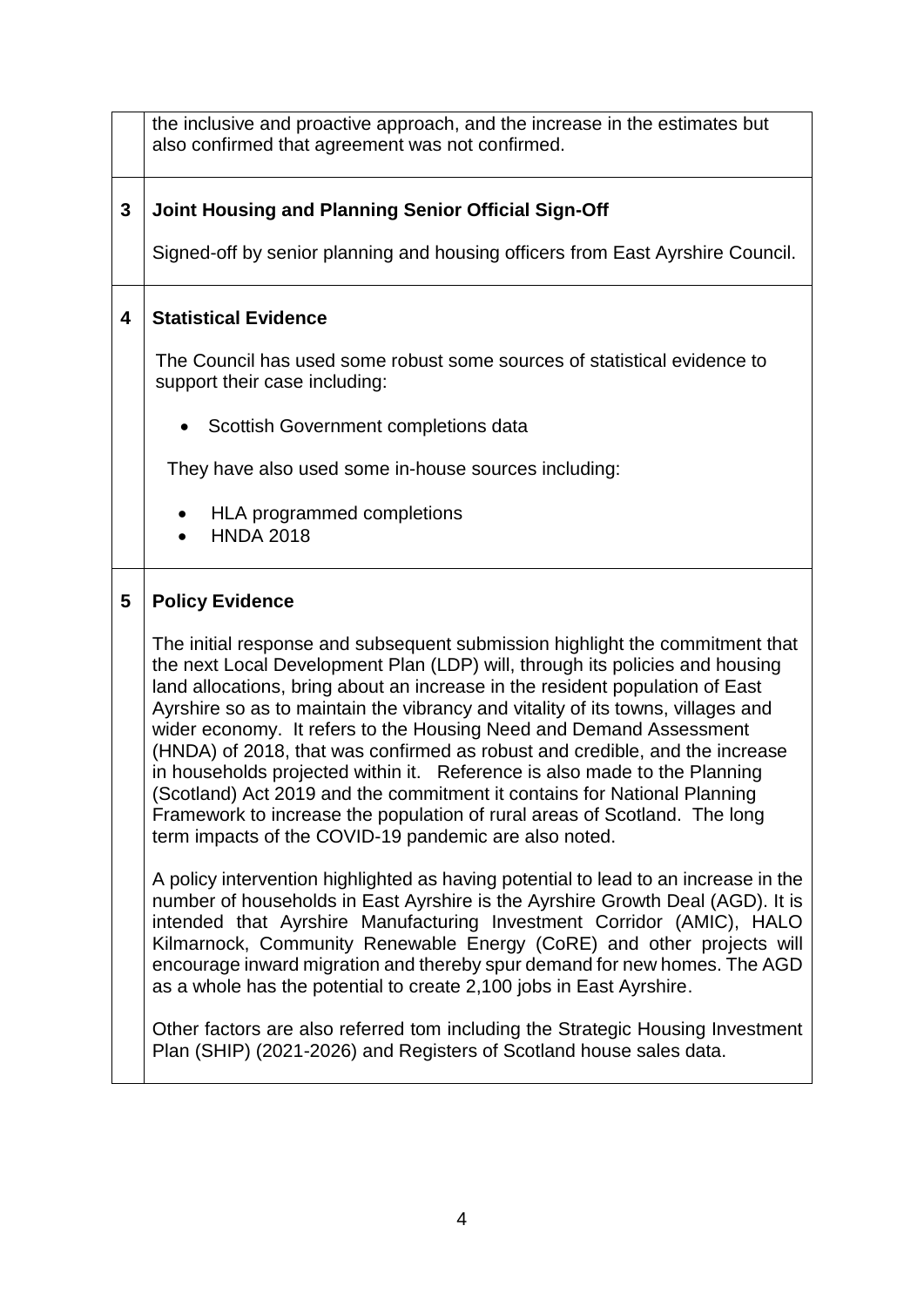| | |
|---|---|
| | the inclusive and proactive approach, and the increase in the estimates but also confirmed that agreement was not confirmed. |
| 3 | **Joint Housing and Planning Senior Official Sign-Off**<br><br>Signed-off by senior planning and housing officers from East Ayrshire Council. |
| 4 | **Statistical Evidence**<br><br>The Council has used some robust some sources of statistical evidence to support their case including:<br><br>• Scottish Government completions data<br><br>They have also used some in-house sources including:<br><br>• HLA programmed completions<br>• HNDA 2018 |
| 5 | **Policy Evidence**<br><br>The initial response and subsequent submission highlight the commitment that the next Local Development Plan (LDP) will, through its policies and housing land allocations, bring about an increase in the resident population of East Ayrshire so as to maintain the vibrancy and vitality of its towns, villages and wider economy. It refers to the Housing Need and Demand Assessment (HNDA) of 2018, that was confirmed as robust and credible, and the increase in households projected within it. Reference is also made to the Planning (Scotland) Act 2019 and the commitment it contains for National Planning Framework to increase the population of rural areas of Scotland. The long term impacts of the COVID-19 pandemic are also noted.<br><br>A policy intervention highlighted as having potential to lead to an increase in the number of households in East Ayrshire is the Ayrshire Growth Deal (AGD). It is intended that Ayrshire Manufacturing Investment Corridor (AMIC), HALO Kilmarnock, Community Renewable Energy (CoRE) and other projects will encourage inward migration and thereby spur demand for new homes. The AGD as a whole has the potential to create 2,100 jobs in East Ayrshire.<br><br>Other factors are also referred tom including the Strategic Housing Investment Plan (SHIP) (2021-2026) and Registers of Scotland house sales data. |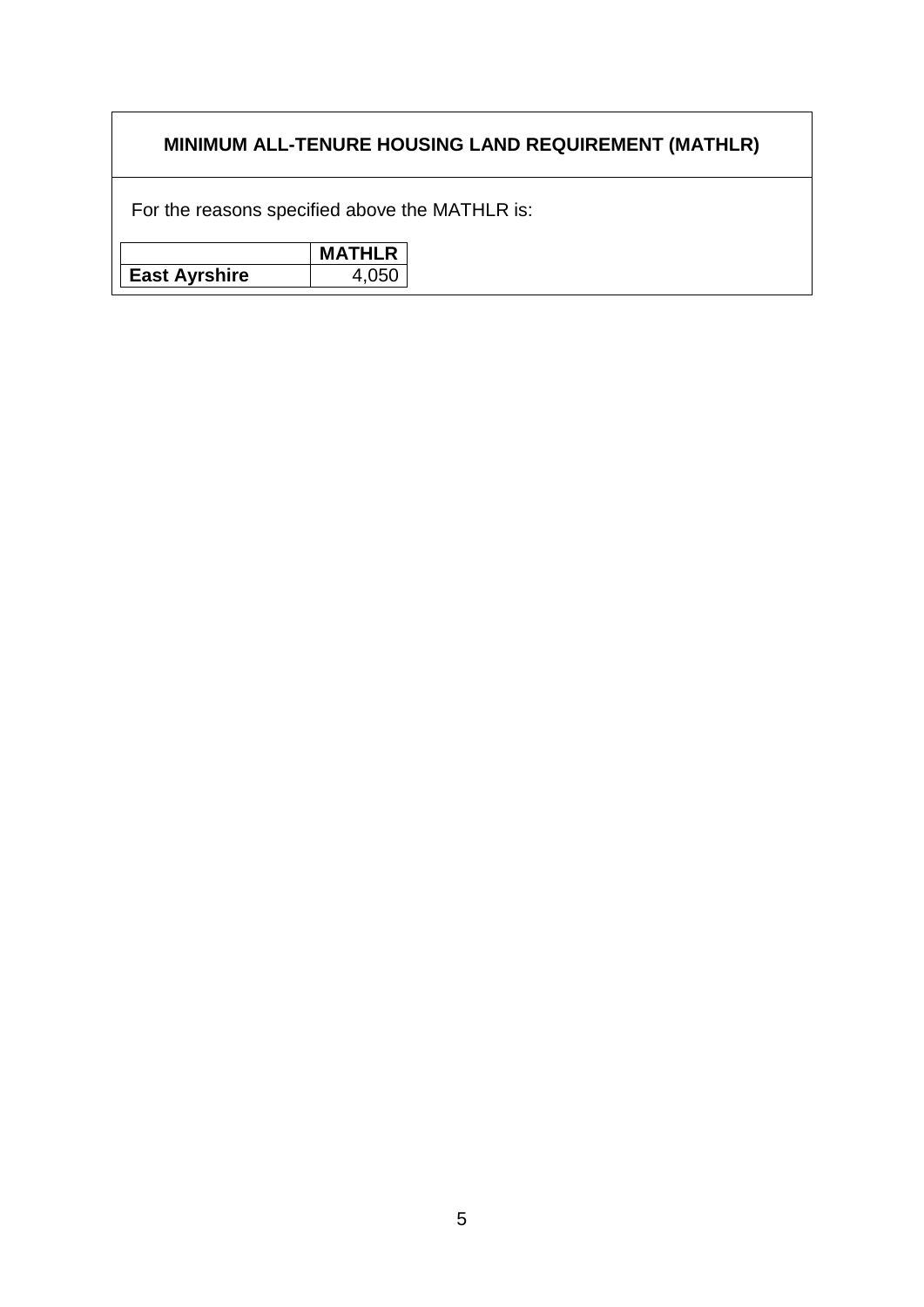## MINIMUM ALL-TENURE HOUSING LAND REQUIREMENT (MATHLR)

For the reasons specified above the MATHLR is:

| | MATHLR |
|---|---|
| **East Ayrshire** | 4,050 |